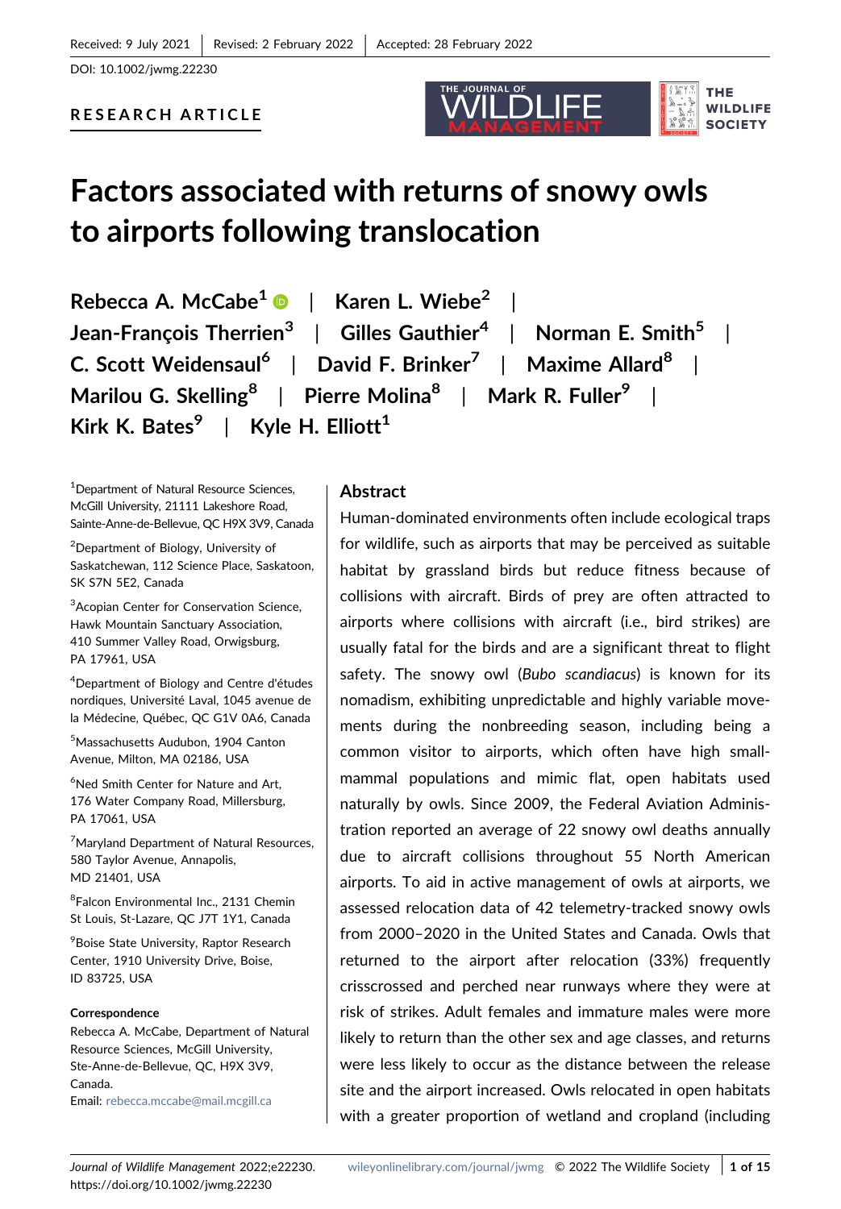Received: 9 July 2021 | Revised: 2 February 2022 | Accepted: 28 February 2022

DOI: 10.1002/jwmg.22230

RESEARCH ARTICLE

# Factors associated with returns of snowy owls to airports following translocation

Rebecca A. McCabe[1] | Karen L. Wiebe[2] | Jean-François Therrien[3] | Gilles Gauthier[4] | Norman E. Smith[5] | C. Scott Weidensaul[6] | David F. Brinker[7] | Maxime Allard[8] | Marilou G. Skelling[8] | Pierre Molina[8] | Mark R. Fuller[9] | Kirk K. Bates[9] | Kyle H. Elliott[1]

[1]Department of Natural Resource Sciences, McGill University, 21111 Lakeshore Road, Sainte-Anne-de-Bellevue, QC H9X 3V9, Canada

[2]Department of Biology, University of Saskatchewan, 112 Science Place, Saskatoon, SK S7N 5E2, Canada

[3]Acopian Center for Conservation Science, Hawk Mountain Sanctuary Association, 410 Summer Valley Road, Orwigsburg, PA 17961, USA

[4]Department of Biology and Centre d'études nordiques, Université Laval, 1045 avenue de la Médecine, Québec, QC G1V 0A6, Canada

[5]Massachusetts Audubon, 1904 Canton Avenue, Milton, MA 02186, USA

[6]Ned Smith Center for Nature and Art, 176 Water Company Road, Millersburg, PA 17061, USA

[7]Maryland Department of Natural Resources, 580 Taylor Avenue, Annapolis, MD 21401, USA

[8]Falcon Environmental Inc., 2131 Chemin St Louis, St-Lazare, QC J7T 1Y1, Canada

[9]Boise State University, Raptor Research Center, 1910 University Drive, Boise, ID 83725, USA

**Correspondence**

Rebecca A. McCabe, Department of Natural Resource Sciences, McGill University, Ste-Anne-de-Bellevue, QC, H9X 3V9, Canada.
Email: rebecca.mccabe@mail.mcgill.ca

## Abstract

Human-dominated environments often include ecological traps for wildlife, such as airports that may be perceived as suitable habitat by grassland birds but reduce fitness because of collisions with aircraft. Birds of prey are often attracted to airports where collisions with aircraft (i.e., bird strikes) are usually fatal for the birds and are a significant threat to flight safety. The snowy owl (*Bubo scandiacus*) is known for its nomadism, exhibiting unpredictable and highly variable movements during the nonbreeding season, including being a common visitor to airports, which often have high small-mammal populations and mimic flat, open habitats used naturally by owls. Since 2009, the Federal Aviation Administration reported an average of 22 snowy owl deaths annually due to aircraft collisions throughout 55 North American airports. To aid in active management of owls at airports, we assessed relocation data of 42 telemetry-tracked snowy owls from 2000–2020 in the United States and Canada. Owls that returned to the airport after relocation (33%) frequently crisscrossed and perched near runways where they were at risk of strikes. Adult females and immature males were more likely to return than the other sex and age classes, and returns were less likely to occur as the distance between the release site and the airport increased. Owls relocated in open habitats with a greater proportion of wetland and cropland (including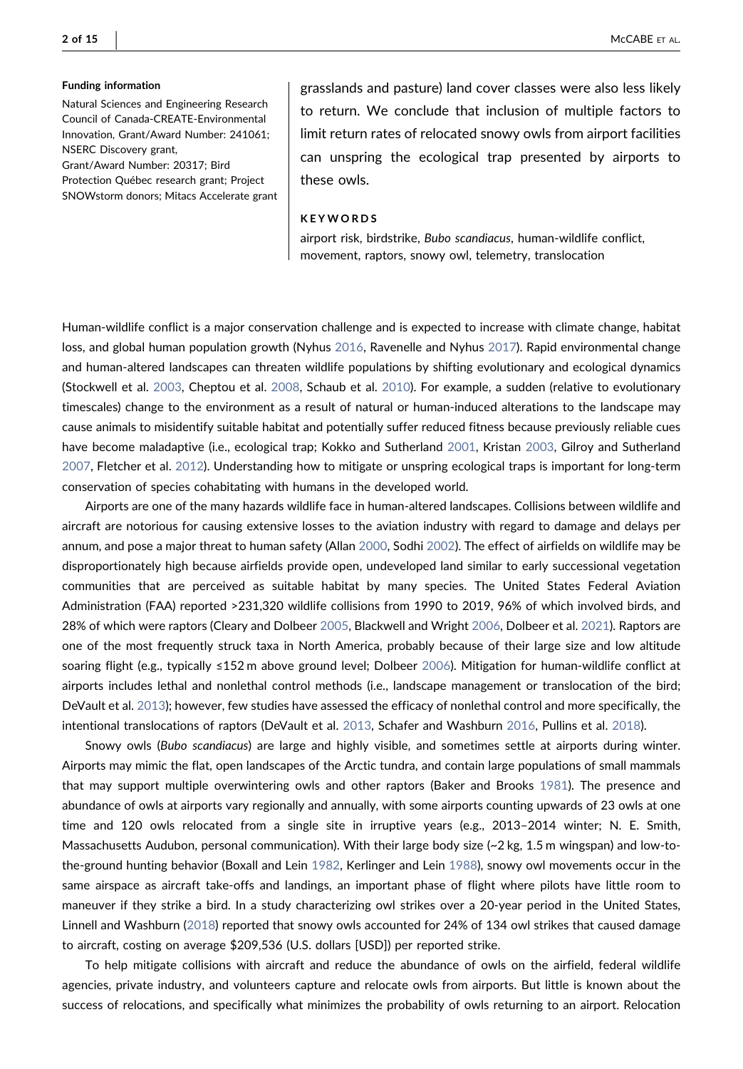**Funding information**

Natural Sciences and Engineering Research Council of Canada-CREATE-Environmental Innovation, Grant/Award Number: 241061; NSERC Discovery grant, Grant/Award Number: 20317; Bird Protection Québec research grant; Project SNOWstorm donors; Mitacs Accelerate grant

grasslands and pasture) land cover classes were also less likely to return. We conclude that inclusion of multiple factors to limit return rates of relocated snowy owls from airport facilities can unspring the ecological trap presented by airports to these owls.

**KEYWORDS**

airport risk, birdstrike, *Bubo scandiacus*, human-wildlife conflict, movement, raptors, snowy owl, telemetry, translocation

Human-wildlife conflict is a major conservation challenge and is expected to increase with climate change, habitat loss, and global human population growth (Nyhus 2016, Ravenelle and Nyhus 2017). Rapid environmental change and human-altered landscapes can threaten wildlife populations by shifting evolutionary and ecological dynamics (Stockwell et al. 2003, Cheptou et al. 2008, Schaub et al. 2010). For example, a sudden (relative to evolutionary timescales) change to the environment as a result of natural or human-induced alterations to the landscape may cause animals to misidentify suitable habitat and potentially suffer reduced fitness because previously reliable cues have become maladaptive (i.e., ecological trap; Kokko and Sutherland 2001, Kristan 2003, Gilroy and Sutherland 2007, Fletcher et al. 2012). Understanding how to mitigate or unspring ecological traps is important for long-term conservation of species cohabitating with humans in the developed world.

Airports are one of the many hazards wildlife face in human-altered landscapes. Collisions between wildlife and aircraft are notorious for causing extensive losses to the aviation industry with regard to damage and delays per annum, and pose a major threat to human safety (Allan 2000, Sodhi 2002). The effect of airfields on wildlife may be disproportionately high because airfields provide open, undeveloped land similar to early successional vegetation communities that are perceived as suitable habitat by many species. The United States Federal Aviation Administration (FAA) reported >231,320 wildlife collisions from 1990 to 2019, 96% of which involved birds, and 28% of which were raptors (Cleary and Dolbeer 2005, Blackwell and Wright 2006, Dolbeer et al. 2021). Raptors are one of the most frequently struck taxa in North America, probably because of their large size and low altitude soaring flight (e.g., typically ≤152 m above ground level; Dolbeer 2006). Mitigation for human-wildlife conflict at airports includes lethal and nonlethal control methods (i.e., landscape management or translocation of the bird; DeVault et al. 2013); however, few studies have assessed the efficacy of nonlethal control and more specifically, the intentional translocations of raptors (DeVault et al. 2013, Schafer and Washburn 2016, Pullins et al. 2018).

Snowy owls (*Bubo scandiacus*) are large and highly visible, and sometimes settle at airports during winter. Airports may mimic the flat, open landscapes of the Arctic tundra, and contain large populations of small mammals that may support multiple overwintering owls and other raptors (Baker and Brooks 1981). The presence and abundance of owls at airports vary regionally and annually, with some airports counting upwards of 23 owls at one time and 120 owls relocated from a single site in irruptive years (e.g., 2013–2014 winter; N. E. Smith, Massachusetts Audubon, personal communication). With their large body size (~2 kg, 1.5 m wingspan) and low-to-the-ground hunting behavior (Boxall and Lein 1982, Kerlinger and Lein 1988), snowy owl movements occur in the same airspace as aircraft take-offs and landings, an important phase of flight where pilots have little room to maneuver if they strike a bird. In a study characterizing owl strikes over a 20-year period in the United States, Linnell and Washburn (2018) reported that snowy owls accounted for 24% of 134 owl strikes that caused damage to aircraft, costing on average $209,536 (U.S. dollars [USD]) per reported strike.

To help mitigate collisions with aircraft and reduce the abundance of owls on the airfield, federal wildlife agencies, private industry, and volunteers capture and relocate owls from airports. But little is known about the success of relocations, and specifically what minimizes the probability of owls returning to an airport. Relocation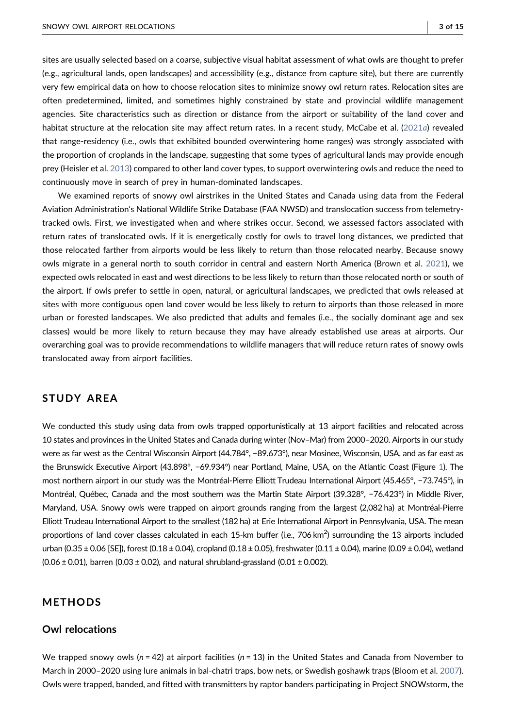sites are usually selected based on a coarse, subjective visual habitat assessment of what owls are thought to prefer (e.g., agricultural lands, open landscapes) and accessibility (e.g., distance from capture site), but there are currently very few empirical data on how to choose relocation sites to minimize snowy owl return rates. Relocation sites are often predetermined, limited, and sometimes highly constrained by state and provincial wildlife management agencies. Site characteristics such as direction or distance from the airport or suitability of the land cover and habitat structure at the relocation site may affect return rates. In a recent study, McCabe et al. (2021*a*) revealed that range-residency (i.e., owls that exhibited bounded overwintering home ranges) was strongly associated with the proportion of croplands in the landscape, suggesting that some types of agricultural lands may provide enough prey (Heisler et al. 2013) compared to other land cover types, to support overwintering owls and reduce the need to continuously move in search of prey in human-dominated landscapes.

We examined reports of snowy owl airstrikes in the United States and Canada using data from the Federal Aviation Administration's National Wildlife Strike Database (FAA NWSD) and translocation success from telemetry-tracked owls. First, we investigated when and where strikes occur. Second, we assessed factors associated with return rates of translocated owls. If it is energetically costly for owls to travel long distances, we predicted that those relocated farther from airports would be less likely to return than those relocated nearby. Because snowy owls migrate in a general north to south corridor in central and eastern North America (Brown et al. 2021), we expected owls relocated in east and west directions to be less likely to return than those relocated north or south of the airport. If owls prefer to settle in open, natural, or agricultural landscapes, we predicted that owls released at sites with more contiguous open land cover would be less likely to return to airports than those released in more urban or forested landscapes. We also predicted that adults and females (i.e., the socially dominant age and sex classes) would be more likely to return because they may have already established use areas at airports. Our overarching goal was to provide recommendations to wildlife managers that will reduce return rates of snowy owls translocated away from airport facilities.

## STUDY AREA

We conducted this study using data from owls trapped opportunistically at 13 airport facilities and relocated across 10 states and provinces in the United States and Canada during winter (Nov–Mar) from 2000–2020. Airports in our study were as far west as the Central Wisconsin Airport (44.784°, −89.673°), near Mosinee, Wisconsin, USA, and as far east as the Brunswick Executive Airport (43.898°, −69.934°) near Portland, Maine, USA, on the Atlantic Coast (Figure 1). The most northern airport in our study was the Montréal-Pierre Elliott Trudeau International Airport (45.465°, −73.745°), in Montréal, Québec, Canada and the most southern was the Martin State Airport (39.328°, −76.423°) in Middle River, Maryland, USA. Snowy owls were trapped on airport grounds ranging from the largest (2,082 ha) at Montréal-Pierre Elliott Trudeau International Airport to the smallest (182 ha) at Erie International Airport in Pennsylvania, USA. The mean proportions of land cover classes calculated in each 15-km buffer (i.e., 706 km$^2$) surrounding the 13 airports included urban (0.35 ± 0.06 [SE]), forest (0.18 ± 0.04), cropland (0.18 ± 0.05), freshwater (0.11 ± 0.04), marine (0.09 ± 0.04), wetland (0.06 ± 0.01), barren (0.03 ± 0.02), and natural shrubland-grassland (0.01 ± 0.002).

## METHODS

### Owl relocations

We trapped snowy owls ($n$ = 42) at airport facilities ($n$ = 13) in the United States and Canada from November to March in 2000–2020 using lure animals in bal-chatri traps, bow nets, or Swedish goshawk traps (Bloom et al. 2007). Owls were trapped, banded, and fitted with transmitters by raptor banders participating in Project SNOWstorm, the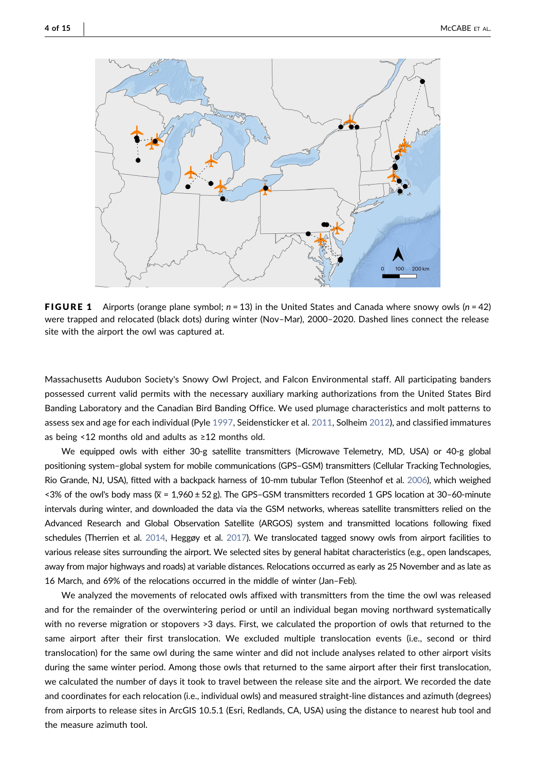**FIGURE 1** Airports (orange plane symbol; $n$ = 13) in the United States and Canada where snowy owls ($n$ = 42) were trapped and relocated (black dots) during winter (Nov–Mar), 2000–2020. Dashed lines connect the release site with the airport the owl was captured at.

Massachusetts Audubon Society's Snowy Owl Project, and Falcon Environmental staff. All participating banders possessed current valid permits with the necessary auxiliary marking authorizations from the United States Bird Banding Laboratory and the Canadian Bird Banding Office. We used plumage characteristics and molt patterns to assess sex and age for each individual (Pyle 1997, Seidensticker et al. 2011, Solheim 2012), and classified immatures as being <12 months old and adults as ≥12 months old.

We equipped owls with either 30-g satellite transmitters (Microwave Telemetry, MD, USA) or 40-g global positioning system–global system for mobile communications (GPS–GSM) transmitters (Cellular Tracking Technologies, Rio Grande, NJ, USA), fitted with a backpack harness of 10-mm tubular Teflon (Steenhof et al. 2006), which weighed <3% of the owl's body mass ($\bar{x}$ = 1,960 ± 52 g). The GPS–GSM transmitters recorded 1 GPS location at 30–60-minute intervals during winter, and downloaded the data via the GSM networks, whereas satellite transmitters relied on the Advanced Research and Global Observation Satellite (ARGOS) system and transmitted locations following fixed schedules (Therrien et al. 2014, Heggøy et al. 2017). We translocated tagged snowy owls from airport facilities to various release sites surrounding the airport. We selected sites by general habitat characteristics (e.g., open landscapes, away from major highways and roads) at variable distances. Relocations occurred as early as 25 November and as late as 16 March, and 69% of the relocations occurred in the middle of winter (Jan–Feb).

We analyzed the movements of relocated owls affixed with transmitters from the time the owl was released and for the remainder of the overwintering period or until an individual began moving northward systematically with no reverse migration or stopovers >3 days. First, we calculated the proportion of owls that returned to the same airport after their first translocation. We excluded multiple translocation events (i.e., second or third translocation) for the same owl during the same winter and did not include analyses related to other airport visits during the same winter period. Among those owls that returned to the same airport after their first translocation, we calculated the number of days it took to travel between the release site and the airport. We recorded the date and coordinates for each relocation (i.e., individual owls) and measured straight-line distances and azimuth (degrees) from airports to release sites in ArcGIS 10.5.1 (Esri, Redlands, CA, USA) using the distance to nearest hub tool and the measure azimuth tool.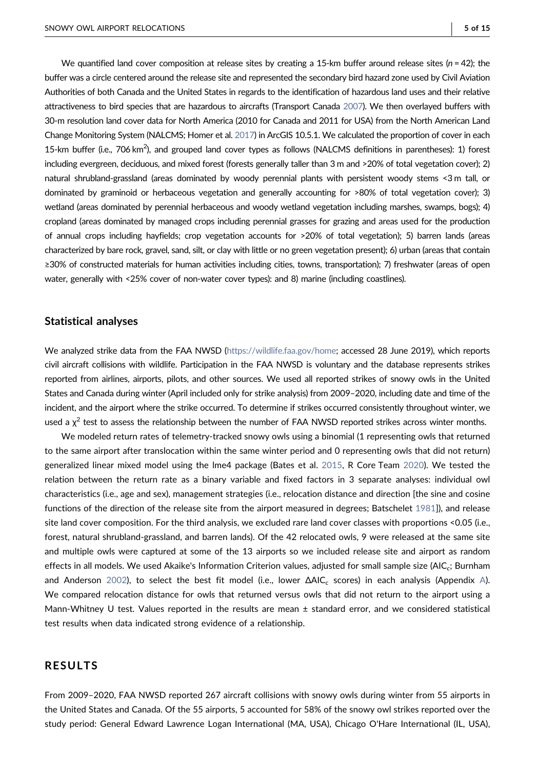We quantified land cover composition at release sites by creating a 15-km buffer around release sites ($n = 42$); the buffer was a circle centered around the release site and represented the secondary bird hazard zone used by Civil Aviation Authorities of both Canada and the United States in regards to the identification of hazardous land uses and their relative attractiveness to bird species that are hazardous to aircrafts (Transport Canada 2007). We then overlayed buffers with 30-m resolution land cover data for North America (2010 for Canada and 2011 for USA) from the North American Land Change Monitoring System (NALCMS; Homer et al. 2017) in ArcGIS 10.5.1. We calculated the proportion of cover in each 15-km buffer (i.e., 706 $km^2$), and grouped land cover types as follows (NALCMS definitions in parentheses): 1) forest including evergreen, deciduous, and mixed forest (forests generally taller than 3 m and >20% of total vegetation cover); 2) natural shrubland-grassland (areas dominated by woody perennial plants with persistent woody stems <3 m tall, or dominated by graminoid or herbaceous vegetation and generally accounting for >80% of total vegetation cover); 3) wetland (areas dominated by perennial herbaceous and woody wetland vegetation including marshes, swamps, bogs); 4) cropland (areas dominated by managed crops including perennial grasses for grazing and areas used for the production of annual crops including hayfields; crop vegetation accounts for >20% of total vegetation); 5) barren lands (areas characterized by bare rock, gravel, sand, silt, or clay with little or no green vegetation present); 6) urban (areas that contain ≥30% of constructed materials for human activities including cities, towns, transportation); 7) freshwater (areas of open water, generally with <25% cover of non-water cover types): and 8) marine (including coastlines).

## Statistical analyses

We analyzed strike data from the FAA NWSD (https://wildlife.faa.gov/home; accessed 28 June 2019), which reports civil aircraft collisions with wildlife. Participation in the FAA NWSD is voluntary and the database represents strikes reported from airlines, airports, pilots, and other sources. We used all reported strikes of snowy owls in the United States and Canada during winter (April included only for strike analysis) from 2009–2020, including date and time of the incident, and the airport where the strike occurred. To determine if strikes occurred consistently throughout winter, we used a $\chi^2$ test to assess the relationship between the number of FAA NWSD reported strikes across winter months.

We modeled return rates of telemetry-tracked snowy owls using a binomial (1 representing owls that returned to the same airport after translocation within the same winter period and 0 representing owls that did not return) generalized linear mixed model using the lme4 package (Bates et al. 2015, R Core Team 2020). We tested the relation between the return rate as a binary variable and fixed factors in 3 separate analyses: individual owl characteristics (i.e., age and sex), management strategies (i.e., relocation distance and direction [the sine and cosine functions of the direction of the release site from the airport measured in degrees; Batschelet 1981]), and release site land cover composition. For the third analysis, we excluded rare land cover classes with proportions <0.05 (i.e., forest, natural shrubland-grassland, and barren lands). Of the 42 relocated owls, 9 were released at the same site and multiple owls were captured at some of the 13 airports so we included release site and airport as random effects in all models. We used Akaike's Information Criterion values, adjusted for small sample size ($AIC_c$; Burnham and Anderson 2002), to select the best fit model (i.e., lower $\Delta AIC_c$ scores) in each analysis (Appendix A). We compared relocation distance for owls that returned versus owls that did not return to the airport using a Mann-Whitney U test. Values reported in the results are mean ± standard error, and we considered statistical test results when data indicated strong evidence of a relationship.

# RESULTS

From 2009–2020, FAA NWSD reported 267 aircraft collisions with snowy owls during winter from 55 airports in the United States and Canada. Of the 55 airports, 5 accounted for 58% of the snowy owl strikes reported over the study period: General Edward Lawrence Logan International (MA, USA), Chicago O'Hare International (IL, USA),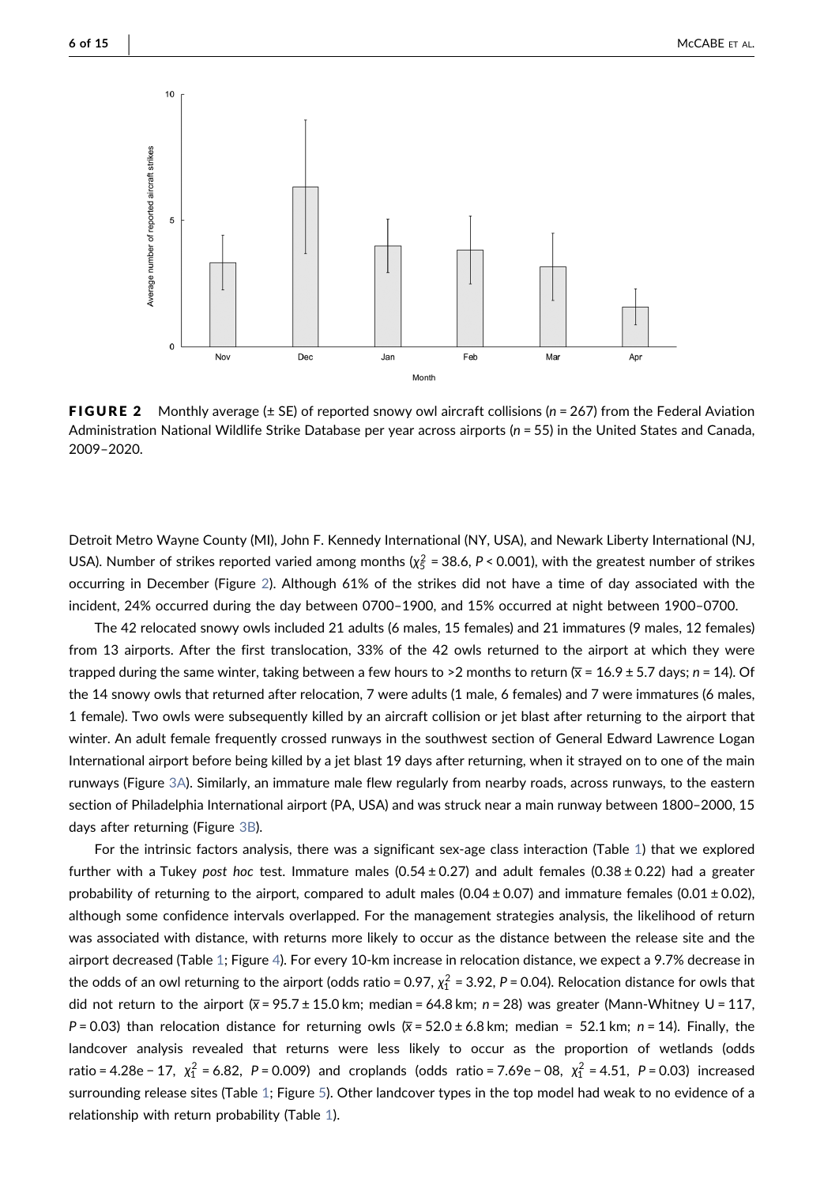**FIGURE 2** Monthly average (± SE) of reported snowy owl aircraft collisions ($n$ = 267) from the Federal Aviation Administration National Wildlife Strike Database per year across airports ($n$ = 55) in the United States and Canada, 2009–2020.

Detroit Metro Wayne County (MI), John F. Kennedy International (NY, USA), and Newark Liberty International (NJ, USA). Number of strikes reported varied among months ($\chi^2_5$ = 38.6, $P$ < 0.001), with the greatest number of strikes occurring in December (Figure 2). Although 61% of the strikes did not have a time of day associated with the incident, 24% occurred during the day between 0700–1900, and 15% occurred at night between 1900–0700.

The 42 relocated snowy owls included 21 adults (6 males, 15 females) and 21 immatures (9 males, 12 females) from 13 airports. After the first translocation, 33% of the 42 owls returned to the airport at which they were trapped during the same winter, taking between a few hours to >2 months to return ($\bar{x}$ = 16.9 ± 5.7 days; $n$ = 14). Of the 14 snowy owls that returned after relocation, 7 were adults (1 male, 6 females) and 7 were immatures (6 males, 1 female). Two owls were subsequently killed by an aircraft collision or jet blast after returning to the airport that winter. An adult female frequently crossed runways in the southwest section of General Edward Lawrence Logan International airport before being killed by a jet blast 19 days after returning, when it strayed on to one of the main runways (Figure 3A). Similarly, an immature male flew regularly from nearby roads, across runways, to the eastern section of Philadelphia International airport (PA, USA) and was struck near a main runway between 1800–2000, 15 days after returning (Figure 3B).

For the intrinsic factors analysis, there was a significant sex-age class interaction (Table 1) that we explored further with a Tukey *post hoc* test. Immature males (0.54 ± 0.27) and adult females (0.38 ± 0.22) had a greater probability of returning to the airport, compared to adult males (0.04 ± 0.07) and immature females (0.01 ± 0.02), although some confidence intervals overlapped. For the management strategies analysis, the likelihood of return was associated with distance, with returns more likely to occur as the distance between the release site and the airport decreased (Table 1; Figure 4). For every 10-km increase in relocation distance, we expect a 9.7% decrease in the odds of an owl returning to the airport (odds ratio = 0.97, $\chi^2_1$ = 3.92, $P$ = 0.04). Relocation distance for owls that did not return to the airport ($\bar{x}$ = 95.7 ± 15.0 km; median = 64.8 km; $n$ = 28) was greater (Mann-Whitney U = 117, $P$ = 0.03) than relocation distance for returning owls ($\bar{x}$ = 52.0 ± 6.8 km; median = 52.1 km; $n$ = 14). Finally, the landcover analysis revealed that returns were less likely to occur as the proportion of wetlands (odds ratio = 4.28e − 17, $\chi^2_1$ = 6.82, $P$ = 0.009) and croplands (odds ratio = 7.69e − 08, $\chi^2_1$ = 4.51, $P$ = 0.03) increased surrounding release sites (Table 1; Figure 5). Other landcover types in the top model had weak to no evidence of a relationship with return probability (Table 1).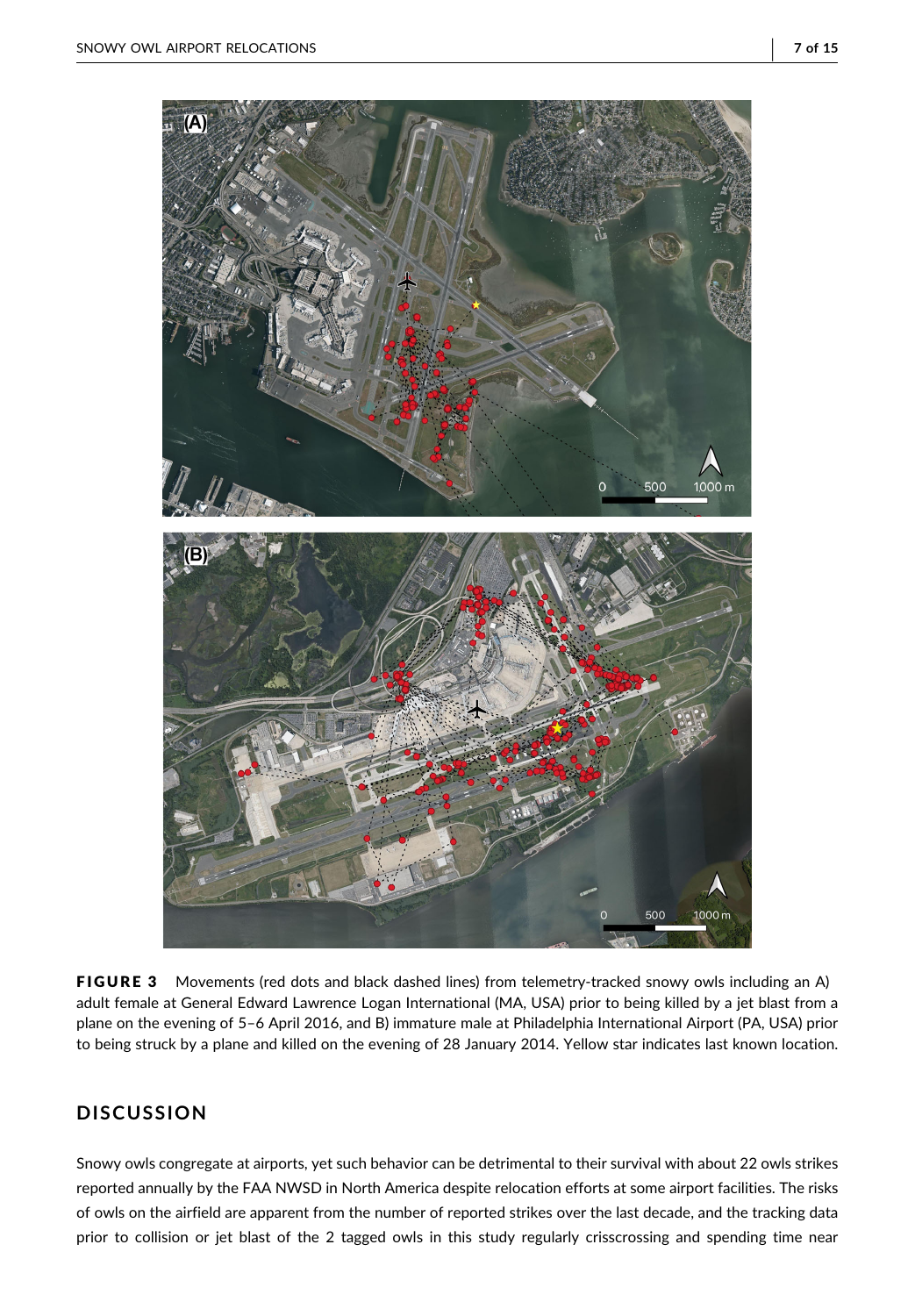**FIGURE 3** Movements (red dots and black dashed lines) from telemetry-tracked snowy owls including an A) adult female at General Edward Lawrence Logan International (MA, USA) prior to being killed by a jet blast from a plane on the evening of 5–6 April 2016, and B) immature male at Philadelphia International Airport (PA, USA) prior to being struck by a plane and killed on the evening of 28 January 2014. Yellow star indicates last known location.

## DISCUSSION

Snowy owls congregate at airports, yet such behavior can be detrimental to their survival with about 22 owls strikes reported annually by the FAA NWSD in North America despite relocation efforts at some airport facilities. The risks of owls on the airfield are apparent from the number of reported strikes over the last decade, and the tracking data prior to collision or jet blast of the 2 tagged owls in this study regularly crisscrossing and spending time near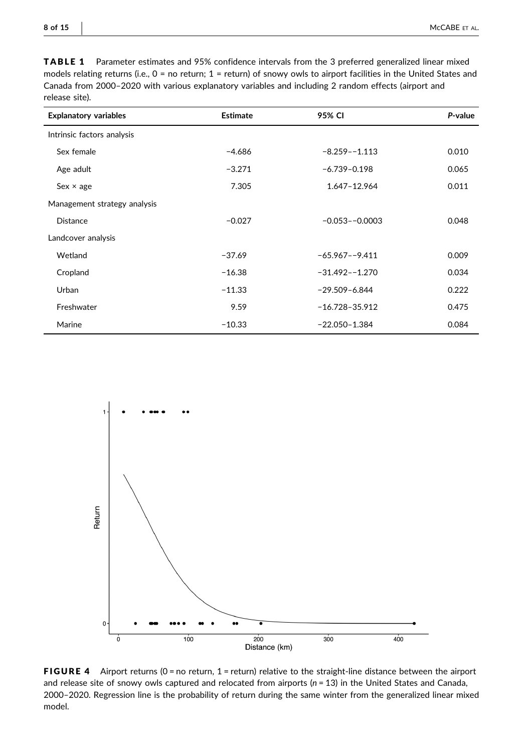**TABLE 1** Parameter estimates and 95% confidence intervals from the 3 preferred generalized linear mixed models relating returns (i.e., 0 = no return; 1 = return) of snowy owls to airport facilities in the United States and Canada from 2000–2020 with various explanatory variables and including 2 random effects (airport and release site).

| Explanatory variables | Estimate | 95% CI | *P*-value |
|---|---|---|---|
| Intrinsic factors analysis | | | |
| Sex female | −4.686 | −8.259–−1.113 | 0.010 |
| Age adult | −3.271 | −6.739–0.198 | 0.065 |
| Sex × age | 7.305 | 1.647–12.964 | 0.011 |
| Management strategy analysis | | | |
| Distance | −0.027 | −0.053–−0.0003 | 0.048 |
| Landcover analysis | | | |
| Wetland | −37.69 | −65.967–−9.411 | 0.009 |
| Cropland | −16.38 | −31.492–−1.270 | 0.034 |
| Urban | −11.33 | −29.509–6.844 | 0.222 |
| Freshwater | 9.59 | −16.728–35.912 | 0.475 |
| Marine | −10.33 | −22.050–1.384 | 0.084 |

**FIGURE 4** Airport returns (0 = no return, 1 = return) relative to the straight-line distance between the airport and release site of snowy owls captured and relocated from airports ($n$ = 13) in the United States and Canada, 2000–2020. Regression line is the probability of return during the same winter from the generalized linear mixed model.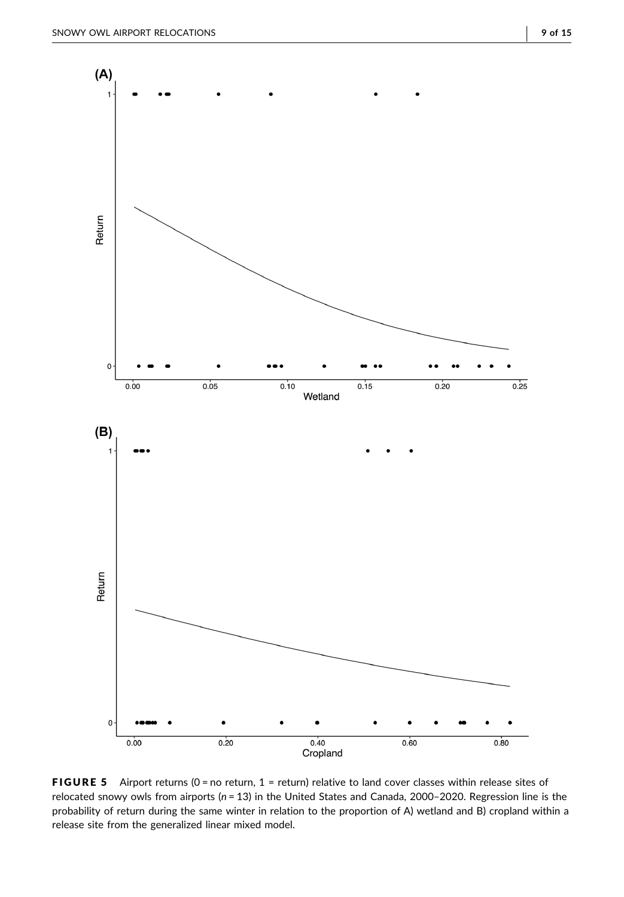**FIGURE 5** Airport returns (0 = no return, 1 = return) relative to land cover classes within release sites of relocated snowy owls from airports ($n$ = 13) in the United States and Canada, 2000–2020. Regression line is the probability of return during the same winter in relation to the proportion of A) wetland and B) cropland within a release site from the generalized linear mixed model.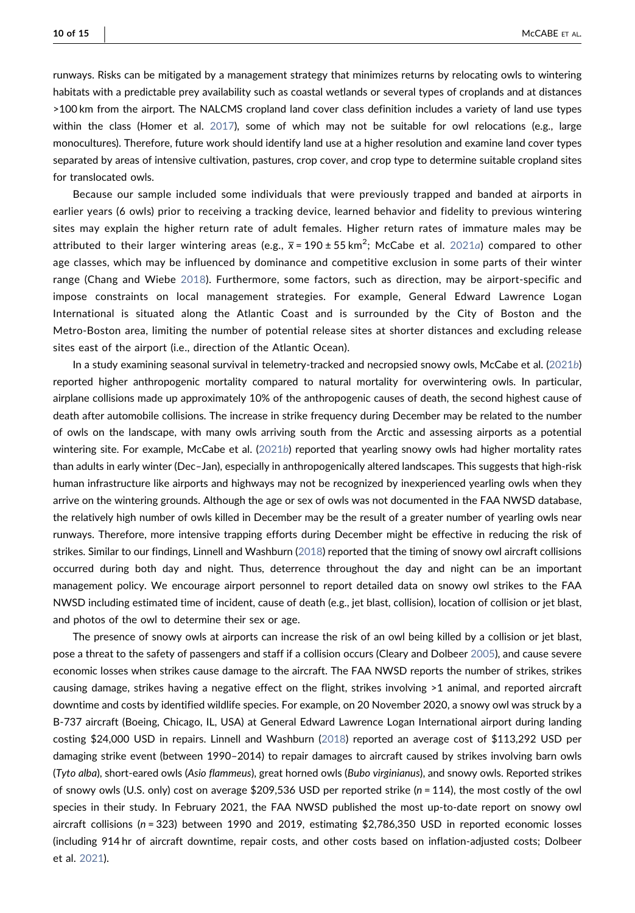runways. Risks can be mitigated by a management strategy that minimizes returns by relocating owls to wintering habitats with a predictable prey availability such as coastal wetlands or several types of croplands and at distances >100 km from the airport. The NALCMS cropland land cover class definition includes a variety of land use types within the class (Homer et al. 2017), some of which may not be suitable for owl relocations (e.g., large monocultures). Therefore, future work should identify land use at a higher resolution and examine land cover types separated by areas of intensive cultivation, pastures, crop cover, and crop type to determine suitable cropland sites for translocated owls.

Because our sample included some individuals that were previously trapped and banded at airports in earlier years (6 owls) prior to receiving a tracking device, learned behavior and fidelity to previous wintering sites may explain the higher return rate of adult females. Higher return rates of immature males may be attributed to their larger wintering areas (e.g., $\bar{x} = 190 \pm 55\ \text{km}^2$; McCabe et al. 2021*a*) compared to other age classes, which may be influenced by dominance and competitive exclusion in some parts of their winter range (Chang and Wiebe 2018). Furthermore, some factors, such as direction, may be airport-specific and impose constraints on local management strategies. For example, General Edward Lawrence Logan International is situated along the Atlantic Coast and is surrounded by the City of Boston and the Metro-Boston area, limiting the number of potential release sites at shorter distances and excluding release sites east of the airport (i.e., direction of the Atlantic Ocean).

In a study examining seasonal survival in telemetry-tracked and necropsied snowy owls, McCabe et al. (2021*b*) reported higher anthropogenic mortality compared to natural mortality for overwintering owls. In particular, airplane collisions made up approximately 10% of the anthropogenic causes of death, the second highest cause of death after automobile collisions. The increase in strike frequency during December may be related to the number of owls on the landscape, with many owls arriving south from the Arctic and assessing airports as a potential wintering site. For example, McCabe et al. (2021*b*) reported that yearling snowy owls had higher mortality rates than adults in early winter (Dec–Jan), especially in anthropogenically altered landscapes. This suggests that high-risk human infrastructure like airports and highways may not be recognized by inexperienced yearling owls when they arrive on the wintering grounds. Although the age or sex of owls was not documented in the FAA NWSD database, the relatively high number of owls killed in December may be the result of a greater number of yearling owls near runways. Therefore, more intensive trapping efforts during December might be effective in reducing the risk of strikes. Similar to our findings, Linnell and Washburn (2018) reported that the timing of snowy owl aircraft collisions occurred during both day and night. Thus, deterrence throughout the day and night can be an important management policy. We encourage airport personnel to report detailed data on snowy owl strikes to the FAA NWSD including estimated time of incident, cause of death (e.g., jet blast, collision), location of collision or jet blast, and photos of the owl to determine their sex or age.

The presence of snowy owls at airports can increase the risk of an owl being killed by a collision or jet blast, pose a threat to the safety of passengers and staff if a collision occurs (Cleary and Dolbeer 2005), and cause severe economic losses when strikes cause damage to the aircraft. The FAA NWSD reports the number of strikes, strikes causing damage, strikes having a negative effect on the flight, strikes involving >1 animal, and reported aircraft downtime and costs by identified wildlife species. For example, on 20 November 2020, a snowy owl was struck by a B-737 aircraft (Boeing, Chicago, IL, USA) at General Edward Lawrence Logan International airport during landing costing $24,000 USD in repairs. Linnell and Washburn (2018) reported an average cost of $113,292 USD per damaging strike event (between 1990–2014) to repair damages to aircraft caused by strikes involving barn owls (*Tyto alba*), short-eared owls (*Asio flammeus*), great horned owls (*Bubo virginianus*), and snowy owls. Reported strikes of snowy owls (U.S. only) cost on average $209,536 USD per reported strike ($n = 114$), the most costly of the owl species in their study. In February 2021, the FAA NWSD published the most up-to-date report on snowy owl aircraft collisions ($n = 323$) between 1990 and 2019, estimating $2,786,350 USD in reported economic losses (including 914 hr of aircraft downtime, repair costs, and other costs based on inflation-adjusted costs; Dolbeer et al. 2021).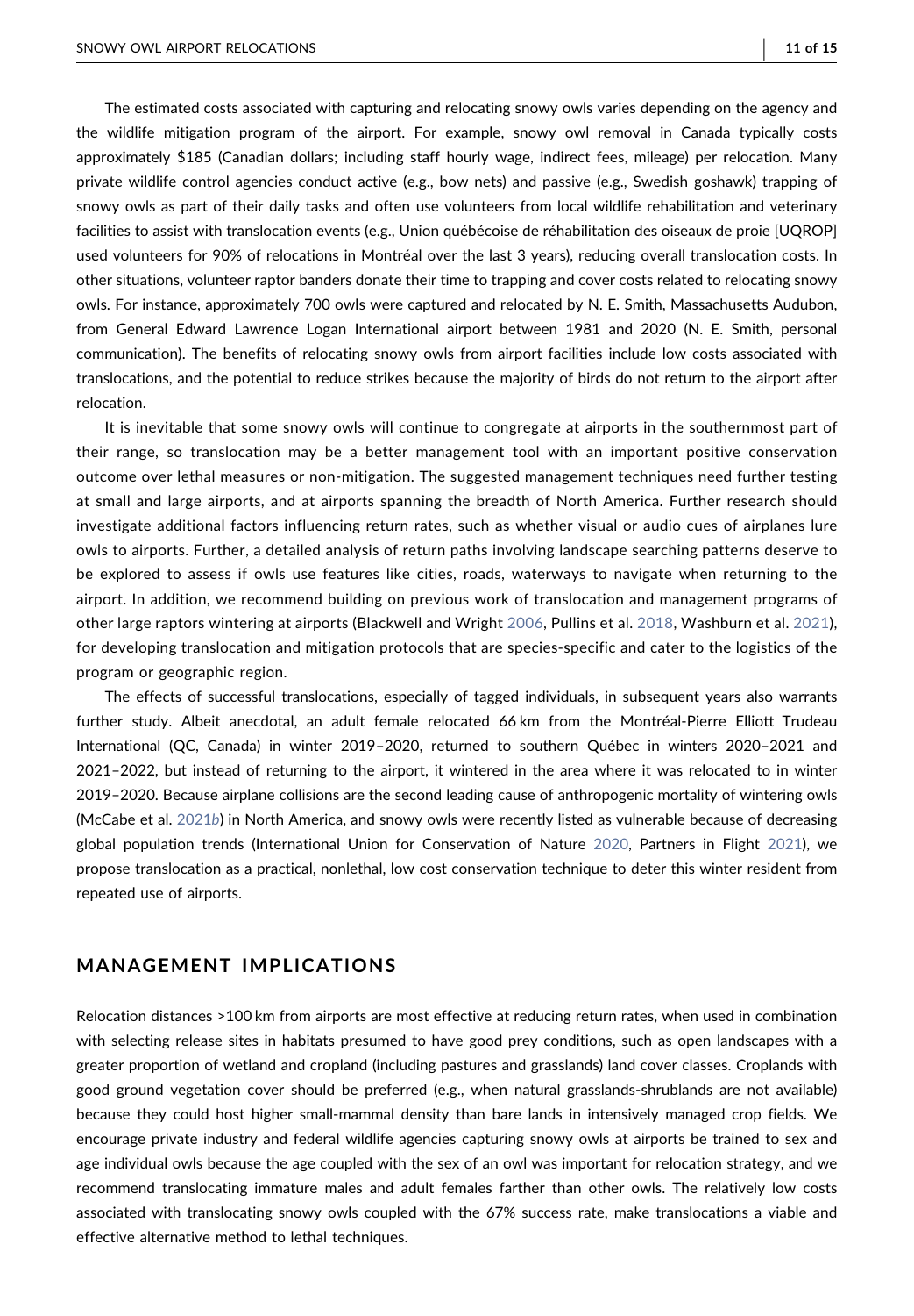The estimated costs associated with capturing and relocating snowy owls varies depending on the agency and the wildlife mitigation program of the airport. For example, snowy owl removal in Canada typically costs approximately $185 (Canadian dollars; including staff hourly wage, indirect fees, mileage) per relocation. Many private wildlife control agencies conduct active (e.g., bow nets) and passive (e.g., Swedish goshawk) trapping of snowy owls as part of their daily tasks and often use volunteers from local wildlife rehabilitation and veterinary facilities to assist with translocation events (e.g., Union québécoise de réhabilitation des oiseaux de proie [UQROP] used volunteers for 90% of relocations in Montréal over the last 3 years), reducing overall translocation costs. In other situations, volunteer raptor banders donate their time to trapping and cover costs related to relocating snowy owls. For instance, approximately 700 owls were captured and relocated by N. E. Smith, Massachusetts Audubon, from General Edward Lawrence Logan International airport between 1981 and 2020 (N. E. Smith, personal communication). The benefits of relocating snowy owls from airport facilities include low costs associated with translocations, and the potential to reduce strikes because the majority of birds do not return to the airport after relocation.

It is inevitable that some snowy owls will continue to congregate at airports in the southernmost part of their range, so translocation may be a better management tool with an important positive conservation outcome over lethal measures or non-mitigation. The suggested management techniques need further testing at small and large airports, and at airports spanning the breadth of North America. Further research should investigate additional factors influencing return rates, such as whether visual or audio cues of airplanes lure owls to airports. Further, a detailed analysis of return paths involving landscape searching patterns deserve to be explored to assess if owls use features like cities, roads, waterways to navigate when returning to the airport. In addition, we recommend building on previous work of translocation and management programs of other large raptors wintering at airports (Blackwell and Wright 2006, Pullins et al. 2018, Washburn et al. 2021), for developing translocation and mitigation protocols that are species-specific and cater to the logistics of the program or geographic region.

The effects of successful translocations, especially of tagged individuals, in subsequent years also warrants further study. Albeit anecdotal, an adult female relocated 66 km from the Montréal-Pierre Elliott Trudeau International (QC, Canada) in winter 2019–2020, returned to southern Québec in winters 2020–2021 and 2021–2022, but instead of returning to the airport, it wintered in the area where it was relocated to in winter 2019–2020. Because airplane collisions are the second leading cause of anthropogenic mortality of wintering owls (McCabe et al. 2021*b*) in North America, and snowy owls were recently listed as vulnerable because of decreasing global population trends (International Union for Conservation of Nature 2020, Partners in Flight 2021), we propose translocation as a practical, nonlethal, low cost conservation technique to deter this winter resident from repeated use of airports.

## MANAGEMENT IMPLICATIONS

Relocation distances >100 km from airports are most effective at reducing return rates, when used in combination with selecting release sites in habitats presumed to have good prey conditions, such as open landscapes with a greater proportion of wetland and cropland (including pastures and grasslands) land cover classes. Croplands with good ground vegetation cover should be preferred (e.g., when natural grasslands-shrublands are not available) because they could host higher small-mammal density than bare lands in intensively managed crop fields. We encourage private industry and federal wildlife agencies capturing snowy owls at airports be trained to sex and age individual owls because the age coupled with the sex of an owl was important for relocation strategy, and we recommend translocating immature males and adult females farther than other owls. The relatively low costs associated with translocating snowy owls coupled with the 67% success rate, make translocations a viable and effective alternative method to lethal techniques.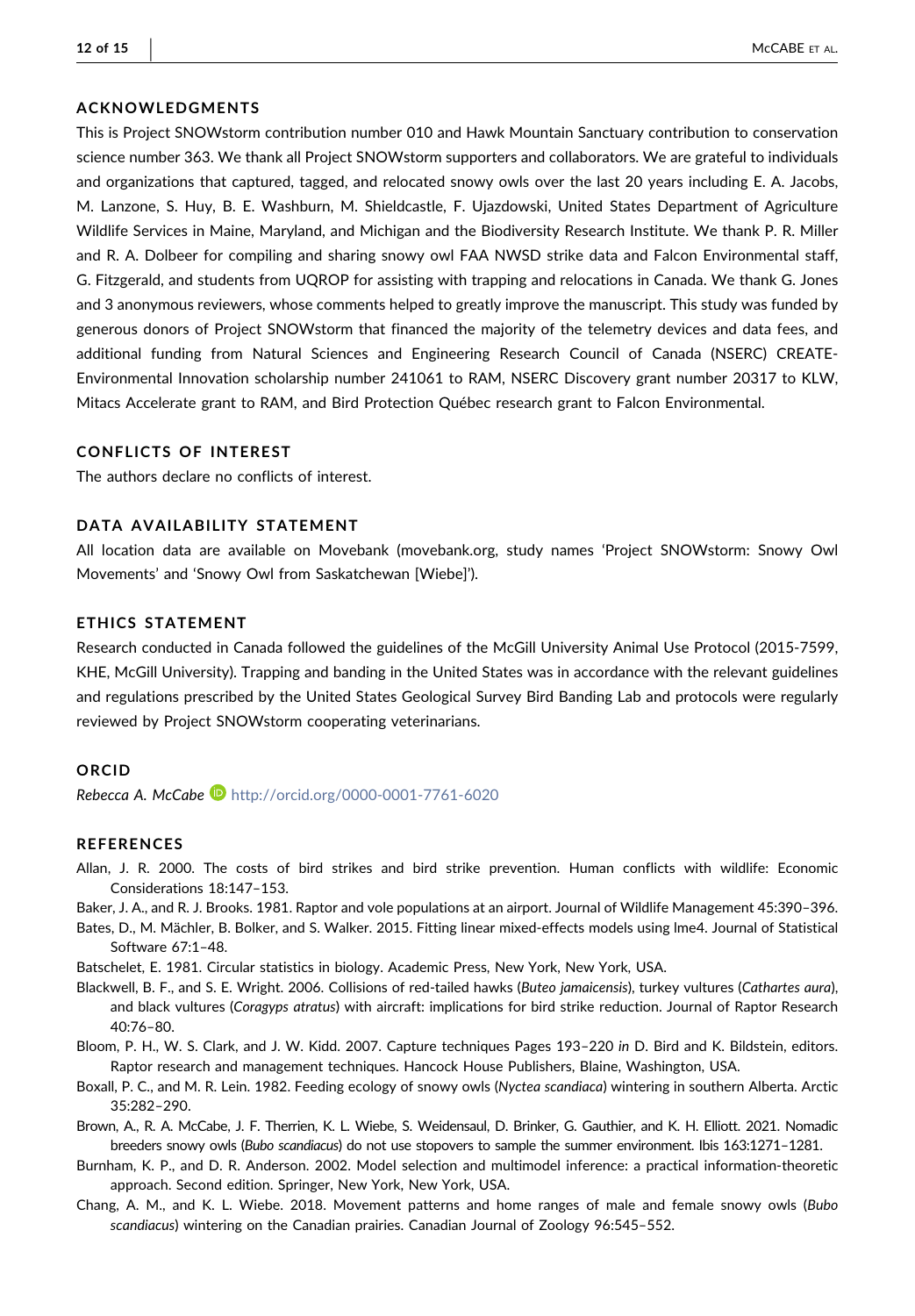## ACKNOWLEDGMENTS

This is Project SNOWstorm contribution number 010 and Hawk Mountain Sanctuary contribution to conservation science number 363. We thank all Project SNOWstorm supporters and collaborators. We are grateful to individuals and organizations that captured, tagged, and relocated snowy owls over the last 20 years including E. A. Jacobs, M. Lanzone, S. Huy, B. E. Washburn, M. Shieldcastle, F. Ujazdowski, United States Department of Agriculture Wildlife Services in Maine, Maryland, and Michigan and the Biodiversity Research Institute. We thank P. R. Miller and R. A. Dolbeer for compiling and sharing snowy owl FAA NWSD strike data and Falcon Environmental staff, G. Fitzgerald, and students from UQROP for assisting with trapping and relocations in Canada. We thank G. Jones and 3 anonymous reviewers, whose comments helped to greatly improve the manuscript. This study was funded by generous donors of Project SNOWstorm that financed the majority of the telemetry devices and data fees, and additional funding from Natural Sciences and Engineering Research Council of Canada (NSERC) CREATE-Environmental Innovation scholarship number 241061 to RAM, NSERC Discovery grant number 20317 to KLW, Mitacs Accelerate grant to RAM, and Bird Protection Québec research grant to Falcon Environmental.

## CONFLICTS OF INTEREST

The authors declare no conflicts of interest.

## DATA AVAILABILITY STATEMENT

All location data are available on Movebank (movebank.org, study names 'Project SNOWstorm: Snowy Owl Movements' and 'Snowy Owl from Saskatchewan [Wiebe]').

## ETHICS STATEMENT

Research conducted in Canada followed the guidelines of the McGill University Animal Use Protocol (2015-7599, KHE, McGill University). Trapping and banding in the United States was in accordance with the relevant guidelines and regulations prescribed by the United States Geological Survey Bird Banding Lab and protocols were regularly reviewed by Project SNOWstorm cooperating veterinarians.

## ORCID

*Rebecca A. McCabe* http://orcid.org/0000-0001-7761-6020

## REFERENCES

Allan, J. R. 2000. The costs of bird strikes and bird strike prevention. Human conflicts with wildlife: Economic Considerations 18:147–153.

Baker, J. A., and R. J. Brooks. 1981. Raptor and vole populations at an airport. Journal of Wildlife Management 45:390–396.

Bates, D., M. Mächler, B. Bolker, and S. Walker. 2015. Fitting linear mixed-effects models using lme4. Journal of Statistical Software 67:1–48.

Batschelet, E. 1981. Circular statistics in biology. Academic Press, New York, New York, USA.

Blackwell, B. F., and S. E. Wright. 2006. Collisions of red-tailed hawks (*Buteo jamaicensis*), turkey vultures (*Cathartes aura*), and black vultures (*Coragyps atratus*) with aircraft: implications for bird strike reduction. Journal of Raptor Research 40:76–80.

Bloom, P. H., W. S. Clark, and J. W. Kidd. 2007. Capture techniques Pages 193–220 *in* D. Bird and K. Bildstein, editors. Raptor research and management techniques. Hancock House Publishers, Blaine, Washington, USA.

Boxall, P. C., and M. R. Lein. 1982. Feeding ecology of snowy owls (*Nyctea scandiaca*) wintering in southern Alberta. Arctic 35:282–290.

Brown, A., R. A. McCabe, J. F. Therrien, K. L. Wiebe, S. Weidensaul, D. Brinker, G. Gauthier, and K. H. Elliott. 2021. Nomadic breeders snowy owls (*Bubo scandiacus*) do not use stopovers to sample the summer environment. Ibis 163:1271–1281.

Burnham, K. P., and D. R. Anderson. 2002. Model selection and multimodel inference: a practical information-theoretic approach. Second edition. Springer, New York, New York, USA.

Chang, A. M., and K. L. Wiebe. 2018. Movement patterns and home ranges of male and female snowy owls (*Bubo scandiacus*) wintering on the Canadian prairies. Canadian Journal of Zoology 96:545–552.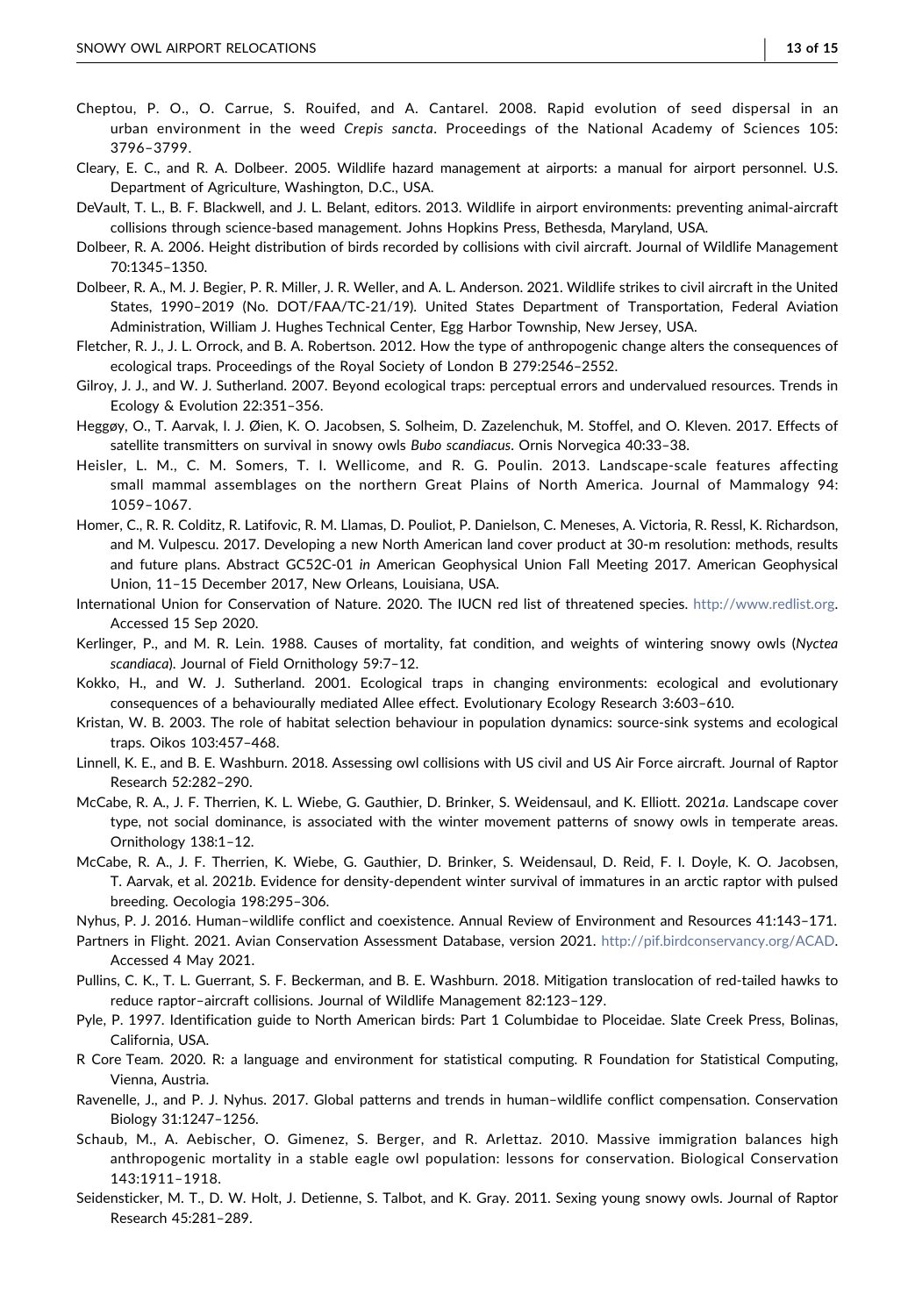Cheptou, P. O., O. Carrue, S. Rouifed, and A. Cantarel. 2008. Rapid evolution of seed dispersal in an urban environment in the weed *Crepis sancta*. Proceedings of the National Academy of Sciences 105: 3796–3799.

Cleary, E. C., and R. A. Dolbeer. 2005. Wildlife hazard management at airports: a manual for airport personnel. U.S. Department of Agriculture, Washington, D.C., USA.

DeVault, T. L., B. F. Blackwell, and J. L. Belant, editors. 2013. Wildlife in airport environments: preventing animal-aircraft collisions through science-based management. Johns Hopkins Press, Bethesda, Maryland, USA.

Dolbeer, R. A. 2006. Height distribution of birds recorded by collisions with civil aircraft. Journal of Wildlife Management 70:1345–1350.

Dolbeer, R. A., M. J. Begier, P. R. Miller, J. R. Weller, and A. L. Anderson. 2021. Wildlife strikes to civil aircraft in the United States, 1990–2019 (No. DOT/FAA/TC-21/19). United States Department of Transportation, Federal Aviation Administration, William J. Hughes Technical Center, Egg Harbor Township, New Jersey, USA.

Fletcher, R. J., J. L. Orrock, and B. A. Robertson. 2012. How the type of anthropogenic change alters the consequences of ecological traps. Proceedings of the Royal Society of London B 279:2546–2552.

Gilroy, J. J., and W. J. Sutherland. 2007. Beyond ecological traps: perceptual errors and undervalued resources. Trends in Ecology & Evolution 22:351–356.

Heggøy, O., T. Aarvak, I. J. Øien, K. O. Jacobsen, S. Solheim, D. Zazelenchuk, M. Stoffel, and O. Kleven. 2017. Effects of satellite transmitters on survival in snowy owls *Bubo scandiacus*. Ornis Norvegica 40:33–38.

Heisler, L. M., C. M. Somers, T. I. Wellicome, and R. G. Poulin. 2013. Landscape-scale features affecting small mammal assemblages on the northern Great Plains of North America. Journal of Mammalogy 94: 1059–1067.

Homer, C., R. R. Colditz, R. Latifovic, R. M. Llamas, D. Pouliot, P. Danielson, C. Meneses, A. Victoria, R. Ressl, K. Richardson, and M. Vulpescu. 2017. Developing a new North American land cover product at 30-m resolution: methods, results and future plans. Abstract GC52C-01 *in* American Geophysical Union Fall Meeting 2017. American Geophysical Union, 11–15 December 2017, New Orleans, Louisiana, USA.

International Union for Conservation of Nature. 2020. The IUCN red list of threatened species. http://www.redlist.org. Accessed 15 Sep 2020.

Kerlinger, P., and M. R. Lein. 1988. Causes of mortality, fat condition, and weights of wintering snowy owls (*Nyctea scandiaca*). Journal of Field Ornithology 59:7–12.

Kokko, H., and W. J. Sutherland. 2001. Ecological traps in changing environments: ecological and evolutionary consequences of a behaviourally mediated Allee effect. Evolutionary Ecology Research 3:603–610.

Kristan, W. B. 2003. The role of habitat selection behaviour in population dynamics: source-sink systems and ecological traps. Oikos 103:457–468.

Linnell, K. E., and B. E. Washburn. 2018. Assessing owl collisions with US civil and US Air Force aircraft. Journal of Raptor Research 52:282–290.

McCabe, R. A., J. F. Therrien, K. L. Wiebe, G. Gauthier, D. Brinker, S. Weidensaul, and K. Elliott. 2021*a*. Landscape cover type, not social dominance, is associated with the winter movement patterns of snowy owls in temperate areas. Ornithology 138:1–12.

McCabe, R. A., J. F. Therrien, K. Wiebe, G. Gauthier, D. Brinker, S. Weidensaul, D. Reid, F. I. Doyle, K. O. Jacobsen, T. Aarvak, et al. 2021*b*. Evidence for density-dependent winter survival of immatures in an arctic raptor with pulsed breeding. Oecologia 198:295–306.

Nyhus, P. J. 2016. Human–wildlife conflict and coexistence. Annual Review of Environment and Resources 41:143–171.

Partners in Flight. 2021. Avian Conservation Assessment Database, version 2021. http://pif.birdconservancy.org/ACAD. Accessed 4 May 2021.

Pullins, C. K., T. L. Guerrant, S. F. Beckerman, and B. E. Washburn. 2018. Mitigation translocation of red-tailed hawks to reduce raptor–aircraft collisions. Journal of Wildlife Management 82:123–129.

Pyle, P. 1997. Identification guide to North American birds: Part 1 Columbidae to Ploceidae. Slate Creek Press, Bolinas, California, USA.

R Core Team. 2020. R: a language and environment for statistical computing. R Foundation for Statistical Computing, Vienna, Austria.

Ravenelle, J., and P. J. Nyhus. 2017. Global patterns and trends in human–wildlife conflict compensation. Conservation Biology 31:1247–1256.

Schaub, M., A. Aebischer, O. Gimenez, S. Berger, and R. Arlettaz. 2010. Massive immigration balances high anthropogenic mortality in a stable eagle owl population: lessons for conservation. Biological Conservation 143:1911–1918.

Seidensticker, M. T., D. W. Holt, J. Detienne, S. Talbot, and K. Gray. 2011. Sexing young snowy owls. Journal of Raptor Research 45:281–289.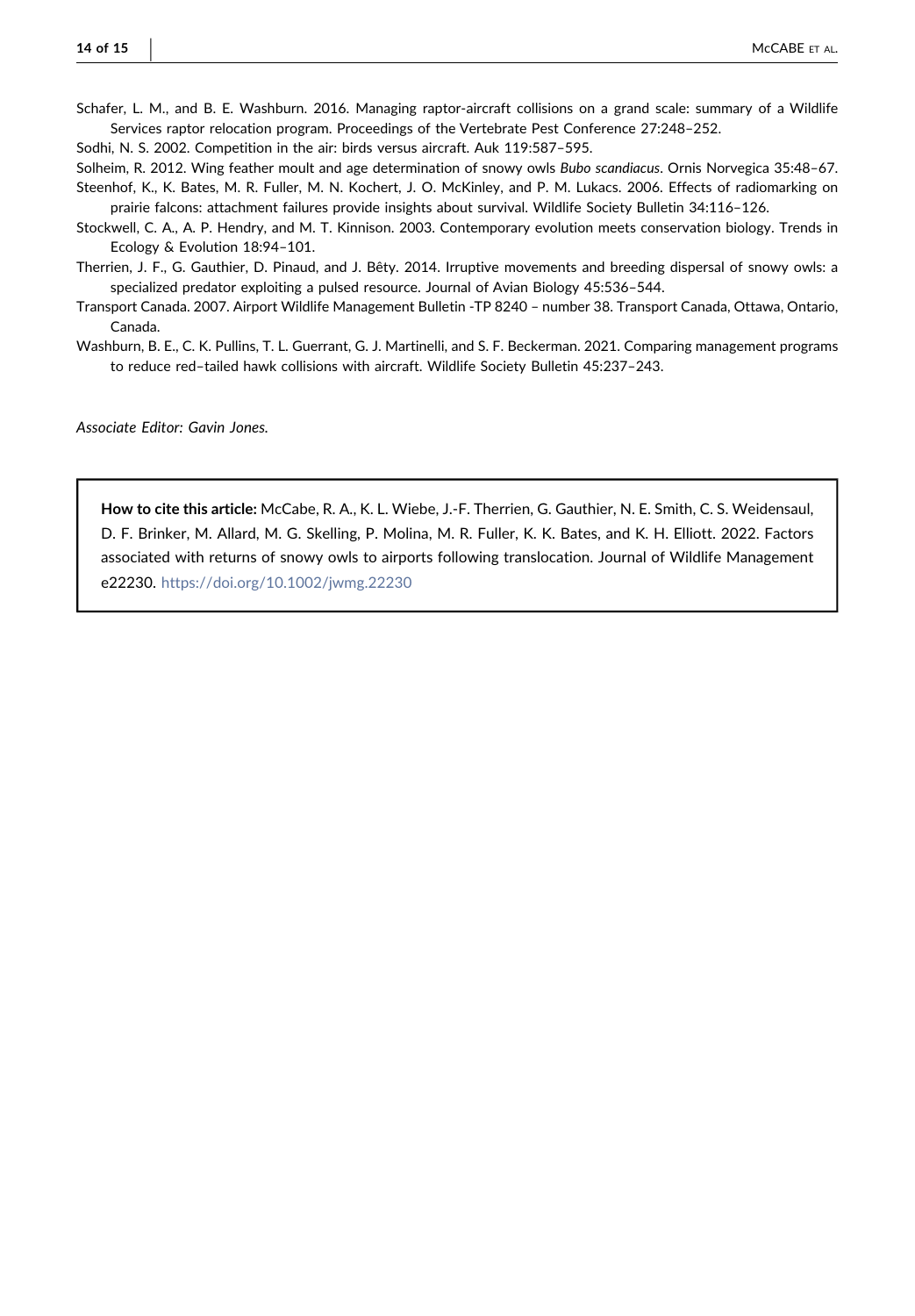Schafer, L. M., and B. E. Washburn. 2016. Managing raptor-aircraft collisions on a grand scale: summary of a Wildlife Services raptor relocation program. Proceedings of the Vertebrate Pest Conference 27:248–252.

Sodhi, N. S. 2002. Competition in the air: birds versus aircraft. Auk 119:587–595.

Solheim, R. 2012. Wing feather moult and age determination of snowy owls *Bubo scandiacus*. Ornis Norvegica 35:48–67.

Steenhof, K., K. Bates, M. R. Fuller, M. N. Kochert, J. O. McKinley, and P. M. Lukacs. 2006. Effects of radiomarking on prairie falcons: attachment failures provide insights about survival. Wildlife Society Bulletin 34:116–126.

Stockwell, C. A., A. P. Hendry, and M. T. Kinnison. 2003. Contemporary evolution meets conservation biology. Trends in Ecology & Evolution 18:94–101.

Therrien, J. F., G. Gauthier, D. Pinaud, and J. Bêty. 2014. Irruptive movements and breeding dispersal of snowy owls: a specialized predator exploiting a pulsed resource. Journal of Avian Biology 45:536–544.

Transport Canada. 2007. Airport Wildlife Management Bulletin -TP 8240 – number 38. Transport Canada, Ottawa, Ontario, Canada.

Washburn, B. E., C. K. Pullins, T. L. Guerrant, G. J. Martinelli, and S. F. Beckerman. 2021. Comparing management programs to reduce red–tailed hawk collisions with aircraft. Wildlife Society Bulletin 45:237–243.

*Associate Editor: Gavin Jones.*

**How to cite this article:** McCabe, R. A., K. L. Wiebe, J.-F. Therrien, G. Gauthier, N. E. Smith, C. S. Weidensaul, D. F. Brinker, M. Allard, M. G. Skelling, P. Molina, M. R. Fuller, K. K. Bates, and K. H. Elliott. 2022. Factors associated with returns of snowy owls to airports following translocation. Journal of Wildlife Management e22230. https://doi.org/10.1002/jwmg.22230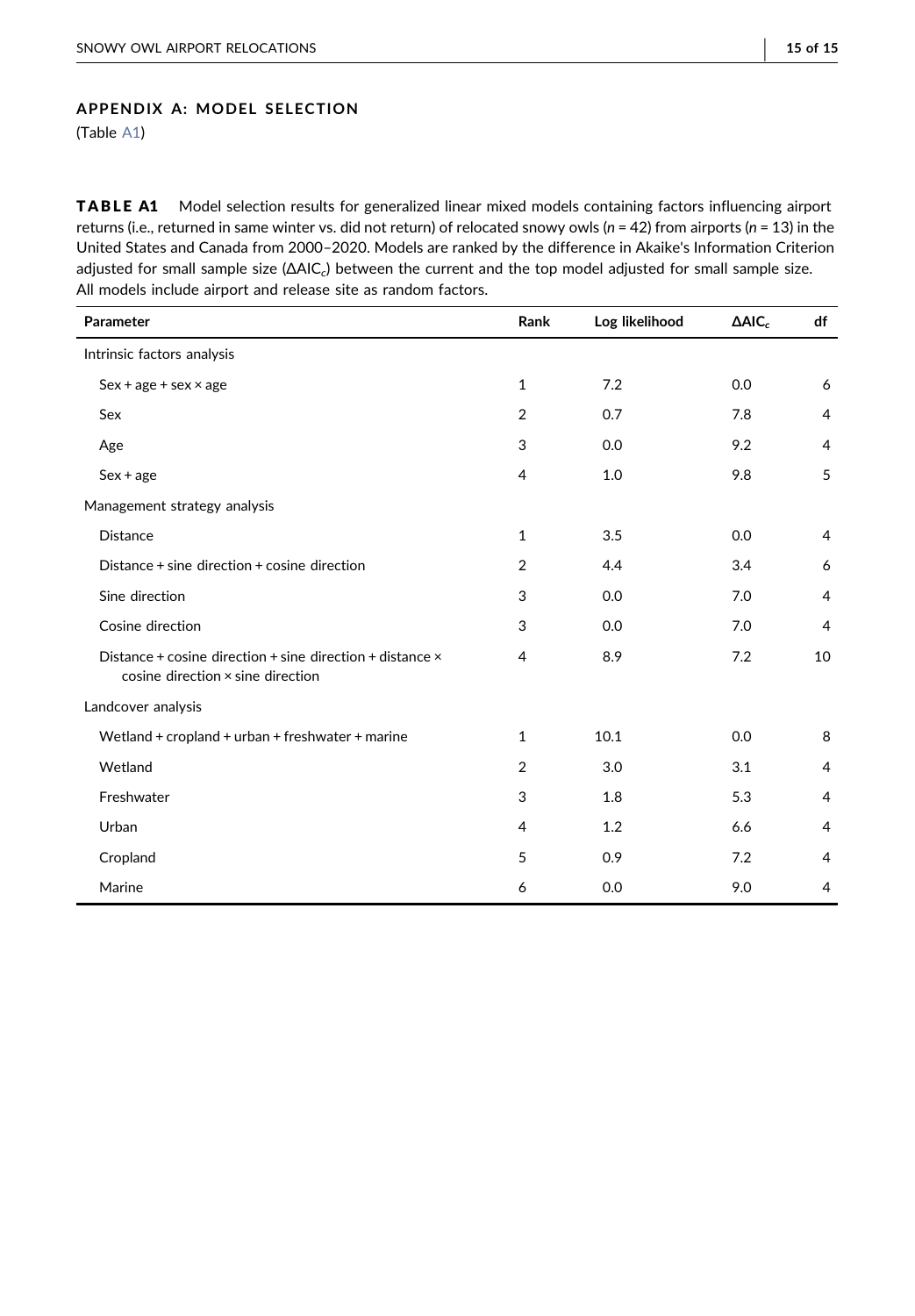## APPENDIX A: MODEL SELECTION

(Table A1)

**TABLE A1** Model selection results for generalized linear mixed models containing factors influencing airport returns (i.e., returned in same winter vs. did not return) of relocated snowy owls (*n* = 42) from airports (*n* = 13) in the United States and Canada from 2000–2020. Models are ranked by the difference in Akaike's Information Criterion adjusted for small sample size ($\Delta AIC_c$) between the current and the top model adjusted for small sample size. All models include airport and release site as random factors.

| Parameter | Rank | Log likelihood | $\Delta AIC_c$ | df |
|---|---|---|---|---|
| Intrinsic factors analysis | | | | |
| Sex + age + sex × age | 1 | 7.2 | 0.0 | 6 |
| Sex | 2 | 0.7 | 7.8 | 4 |
| Age | 3 | 0.0 | 9.2 | 4 |
| Sex + age | 4 | 1.0 | 9.8 | 5 |
| Management strategy analysis | | | | |
| Distance | 1 | 3.5 | 0.0 | 4 |
| Distance + sine direction + cosine direction | 2 | 4.4 | 3.4 | 6 |
| Sine direction | 3 | 0.0 | 7.0 | 4 |
| Cosine direction | 3 | 0.0 | 7.0 | 4 |
| Distance + cosine direction + sine direction + distance × cosine direction × sine direction | 4 | 8.9 | 7.2 | 10 |
| Landcover analysis | | | | |
| Wetland + cropland + urban + freshwater + marine | 1 | 10.1 | 0.0 | 8 |
| Wetland | 2 | 3.0 | 3.1 | 4 |
| Freshwater | 3 | 1.8 | 5.3 | 4 |
| Urban | 4 | 1.2 | 6.6 | 4 |
| Cropland | 5 | 0.9 | 7.2 | 4 |
| Marine | 6 | 0.0 | 9.0 | 4 |